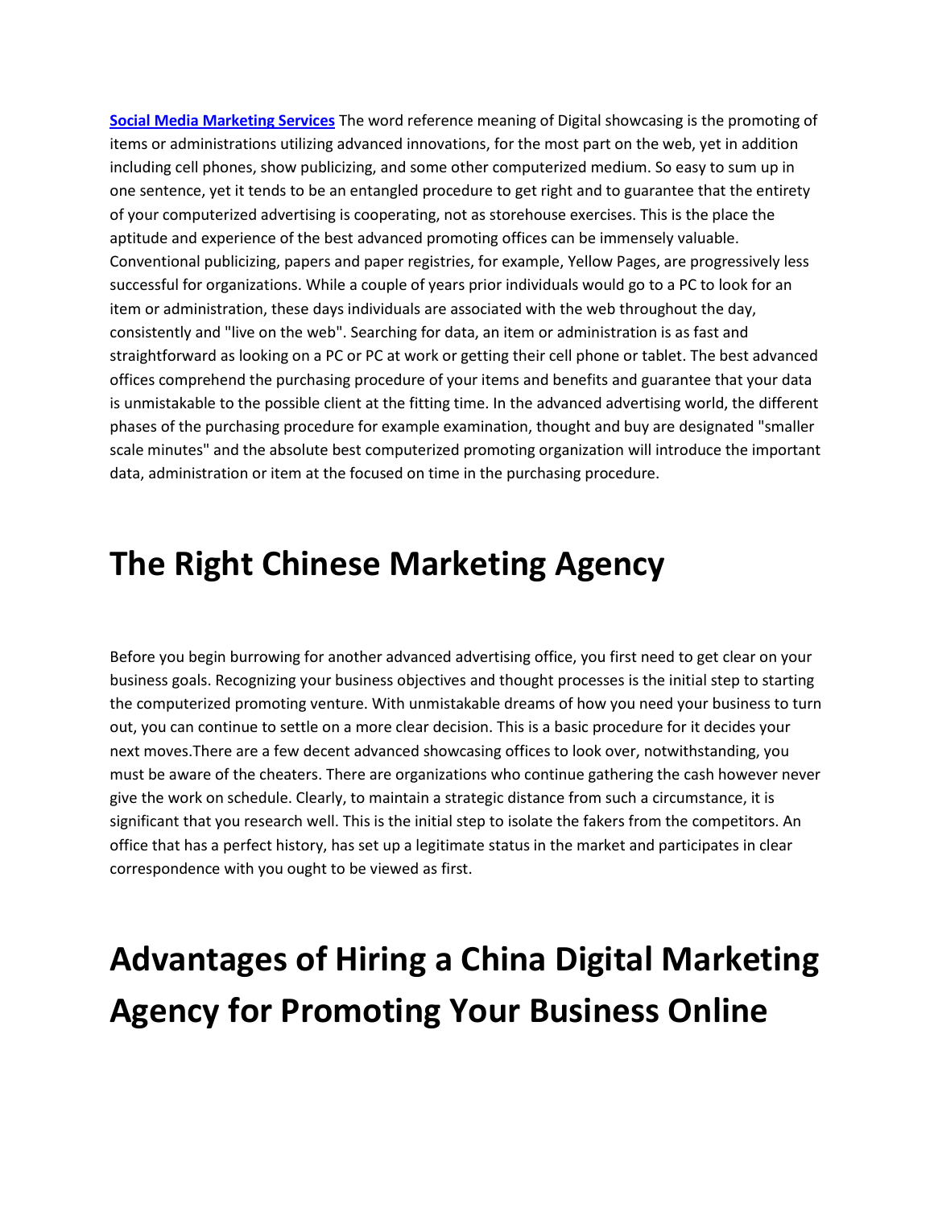**[Social Media Marketing Services]** The word reference meaning of Digital showcasing is the promoting of items or administrations utilizing advanced innovations, for the most part on the web, yet in addition including cell phones, show publicizing, and some other computerized medium. So easy to sum up in one sentence, yet it tends to be an entangled procedure to get right and to guarantee that the entirety of your computerized advertising is cooperating, not as storehouse exercises. This is the place the aptitude and experience of the best advanced promoting offices can be immensely valuable. Conventional publicizing, papers and paper registries, for example, Yellow Pages, are progressively less successful for organizations. While a couple of years prior individuals would go to a PC to look for an item or administration, these days individuals are associated with the web throughout the day, consistently and "live on the web". Searching for data, an item or administration is as fast and straightforward as looking on a PC or PC at work or getting their cell phone or tablet. The best advanced offices comprehend the purchasing procedure of your items and benefits and guarantee that your data is unmistakable to the possible client at the fitting time. In the advanced advertising world, the different phases of the purchasing procedure for example examination, thought and buy are designated "smaller scale minutes" and the absolute best computerized promoting organization will introduce the important data, administration or item at the focused on time in the purchasing procedure.

# The Right Chinese Marketing Agency

Before you begin burrowing for another advanced advertising office, you first need to get clear on your business goals. Recognizing your business objectives and thought processes is the initial step to starting the computerized promoting venture. With unmistakable dreams of how you need your business to turn out, you can continue to settle on a more clear decision. This is a basic procedure for it decides your next moves.There are a few decent advanced showcasing offices to look over, notwithstanding, you must be aware of the cheaters. There are organizations who continue gathering the cash however never give the work on schedule. Clearly, to maintain a strategic distance from such a circumstance, it is significant that you research well. This is the initial step to isolate the fakers from the competitors. An office that has a perfect history, has set up a legitimate status in the market and participates in clear correspondence with you ought to be viewed as first.

# Advantages of Hiring a China Digital Marketing Agency for Promoting Your Business Online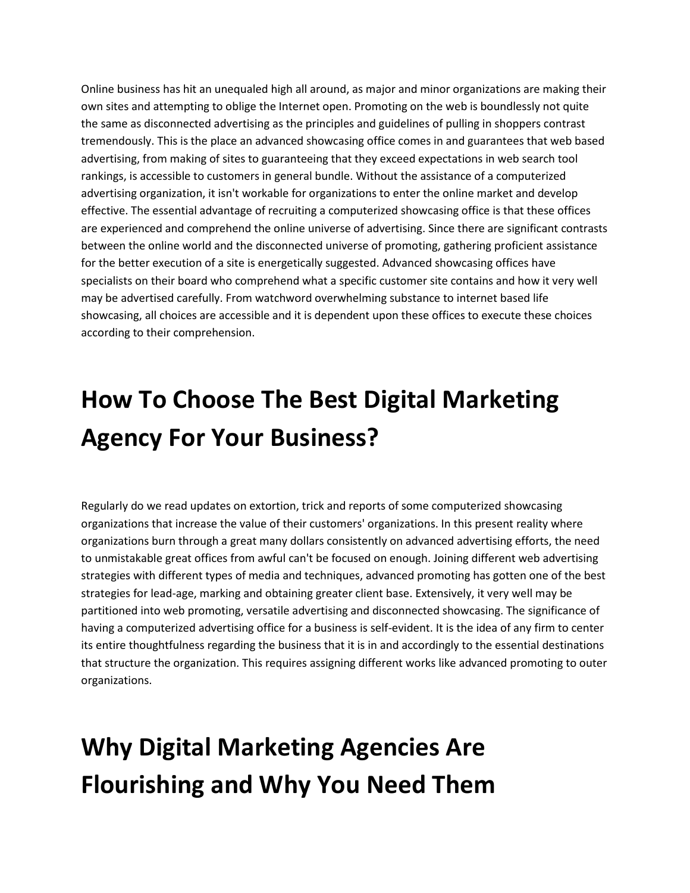Online business has hit an unequaled high all around, as major and minor organizations are making their own sites and attempting to oblige the Internet open. Promoting on the web is boundlessly not quite the same as disconnected advertising as the principles and guidelines of pulling in shoppers contrast tremendously. This is the place an advanced showcasing office comes in and guarantees that web based advertising, from making of sites to guaranteeing that they exceed expectations in web search tool rankings, is accessible to customers in general bundle. Without the assistance of a computerized advertising organization, it isn't workable for organizations to enter the online market and develop effective. The essential advantage of recruiting a computerized showcasing office is that these offices are experienced and comprehend the online universe of advertising. Since there are significant contrasts between the online world and the disconnected universe of promoting, gathering proficient assistance for the better execution of a site is energetically suggested. Advanced showcasing offices have specialists on their board who comprehend what a specific customer site contains and how it very well may be advertised carefully. From watchword overwhelming substance to internet based life showcasing, all choices are accessible and it is dependent upon these offices to execute these choices according to their comprehension.

# How To Choose The Best Digital Marketing Agency For Your Business?

Regularly do we read updates on extortion, trick and reports of some computerized showcasing organizations that increase the value of their customers' organizations. In this present reality where organizations burn through a great many dollars consistently on advanced advertising efforts, the need to unmistakable great offices from awful can't be focused on enough. Joining different web advertising strategies with different types of media and techniques, advanced promoting has gotten one of the best strategies for lead-age, marking and obtaining greater client base. Extensively, it very well may be partitioned into web promoting, versatile advertising and disconnected showcasing. The significance of having a computerized advertising office for a business is self-evident. It is the idea of any firm to center its entire thoughtfulness regarding the business that it is in and accordingly to the essential destinations that structure the organization. This requires assigning different works like advanced promoting to outer organizations.

# Why Digital Marketing Agencies Are Flourishing and Why You Need Them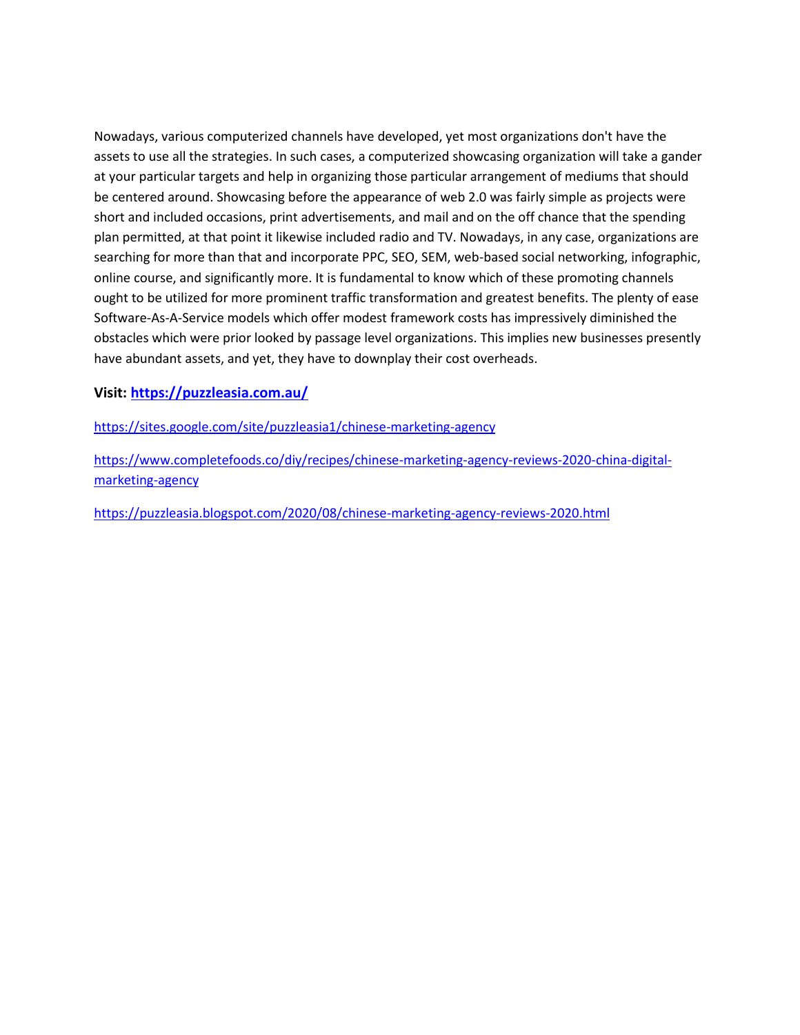Nowadays, various computerized channels have developed, yet most organizations don't have the assets to use all the strategies. In such cases, a computerized showcasing organization will take a gander at your particular targets and help in organizing those particular arrangement of mediums that should be centered around. Showcasing before the appearance of web 2.0 was fairly simple as projects were short and included occasions, print advertisements, and mail and on the off chance that the spending plan permitted, at that point it likewise included radio and TV. Nowadays, in any case, organizations are searching for more than that and incorporate PPC, SEO, SEM, web-based social networking, infographic, online course, and significantly more. It is fundamental to know which of these promoting channels ought to be utilized for more prominent traffic transformation and greatest benefits. The plenty of ease Software-As-A-Service models which offer modest framework costs has impressively diminished the obstacles which were prior looked by passage level organizations. This implies new businesses presently have abundant assets, and yet, they have to downplay their cost overheads.

**Visit: [https://puzzleasia.com.au/](https://puzzleasia.com.au/)**

[https://sites.google.com/site/puzzleasia1/chinese-marketing-agency](https://sites.google.com/site/puzzleasia1/chinese-marketing-agency)

[https://www.completefoods.co/diy/recipes/chinese-marketing-agency-reviews-2020-china-digital-marketing-agency](https://www.completefoods.co/diy/recipes/chinese-marketing-agency-reviews-2020-china-digital-marketing-agency)

[https://puzzleasia.blogspot.com/2020/08/chinese-marketing-agency-reviews-2020.html](https://puzzleasia.blogspot.com/2020/08/chinese-marketing-agency-reviews-2020.html)